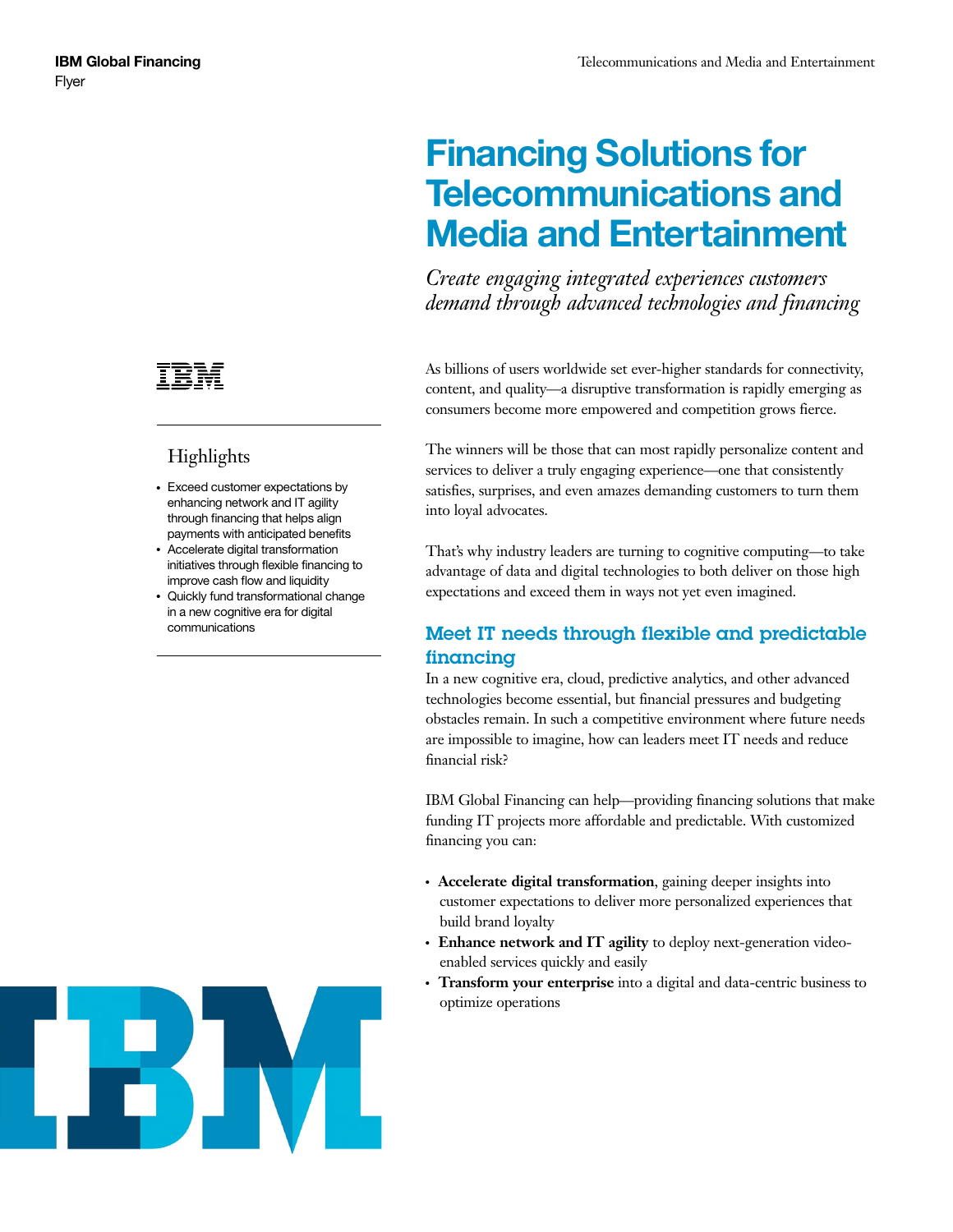IBM Global Financing
Flyer

# Financing Solutions for Telecommunications and Media and Entertainment

*Create engaging integrated experiences customers demand through advanced technologies and financing*

## Highlights

- Exceed customer expectations by enhancing network and IT agility through financing that helps align payments with anticipated benefits
- Accelerate digital transformation initiatives through flexible financing to improve cash flow and liquidity
- Quickly fund transformational change in a new cognitive era for digital communications

As billions of users worldwide set ever-higher standards for connectivity, content, and quality—a disruptive transformation is rapidly emerging as consumers become more empowered and competition grows fierce.

The winners will be those that can most rapidly personalize content and services to deliver a truly engaging experience—one that consistently satisfies, surprises, and even amazes demanding customers to turn them into loyal advocates.

That's why industry leaders are turning to cognitive computing—to take advantage of data and digital technologies to both deliver on those high expectations and exceed them in ways not yet even imagined.

## Meet IT needs through flexible and predictable financing

In a new cognitive era, cloud, predictive analytics, and other advanced technologies become essential, but financial pressures and budgeting obstacles remain. In such a competitive environment where future needs are impossible to imagine, how can leaders meet IT needs and reduce financial risk?

IBM Global Financing can help—providing financing solutions that make funding IT projects more affordable and predictable. With customized financing you can:

- **Accelerate digital transformation**, gaining deeper insights into customer expectations to deliver more personalized experiences that build brand loyalty
- **Enhance network and IT agility** to deploy next-generation video-enabled services quickly and easily
- **Transform your enterprise** into a digital and data-centric business to optimize operations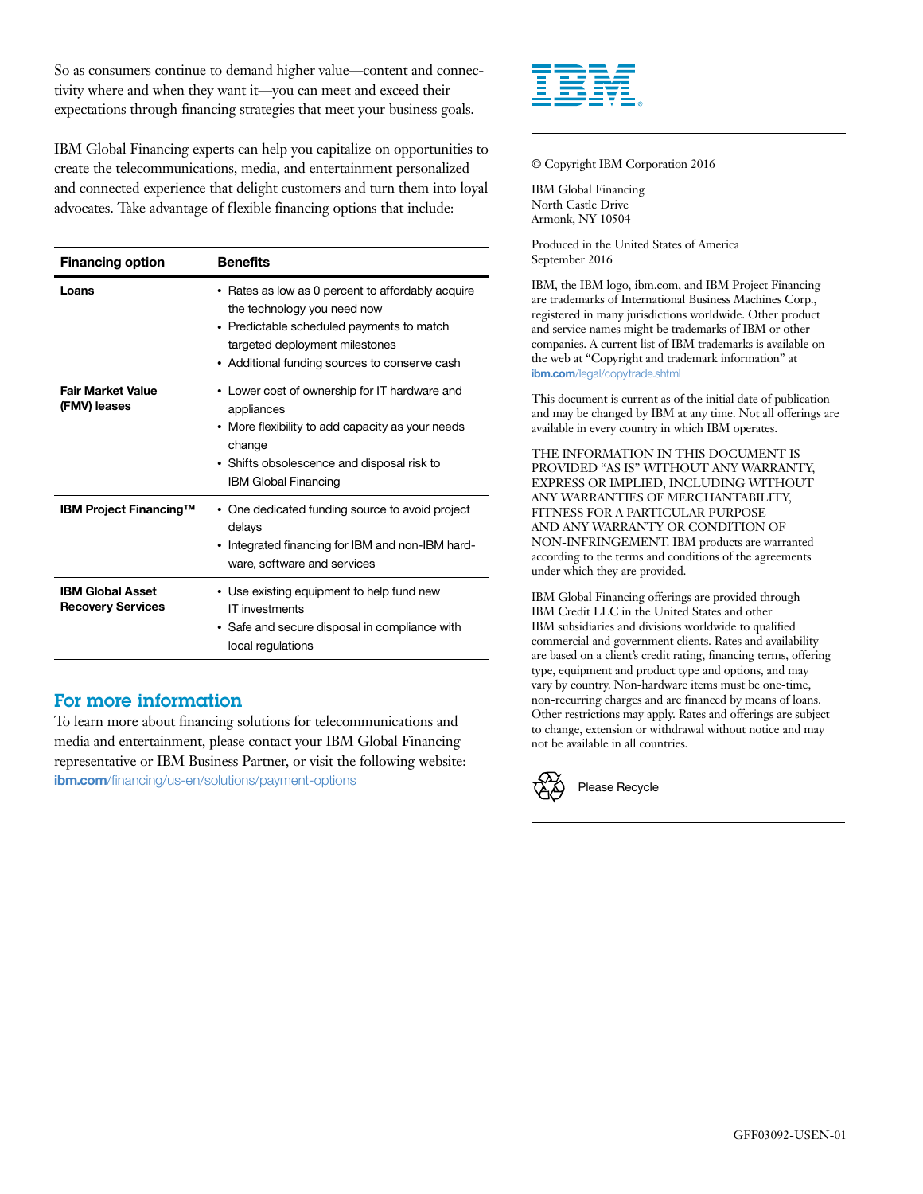So as consumers continue to demand higher value—content and connectivity where and when they want it—you can meet and exceed their expectations through financing strategies that meet your business goals.

IBM Global Financing experts can help you capitalize on opportunities to create the telecommunications, media, and entertainment personalized and connected experience that delight customers and turn them into loyal advocates. Take advantage of flexible financing options that include:

| Financing option | Benefits |
|---|---|
| **Loans** | • Rates as low as 0 percent to affordably acquire the technology you need now<br>• Predictable scheduled payments to match targeted deployment milestones<br>• Additional funding sources to conserve cash |
| **Fair Market Value (FMV) leases** | • Lower cost of ownership for IT hardware and appliances<br>• More flexibility to add capacity as your needs change<br>• Shifts obsolescence and disposal risk to IBM Global Financing |
| **IBM Project Financing™** | • One dedicated funding source to avoid project delays<br>• Integrated financing for IBM and non-IBM hardware, software and services |
| **IBM Global Asset Recovery Services** | • Use existing equipment to help fund new IT investments<br>• Safe and secure disposal in compliance with local regulations |

## For more information

To learn more about financing solutions for telecommunications and media and entertainment, please contact your IBM Global Financing representative or IBM Business Partner, or visit the following website: **ibm.com**/financing/us-en/solutions/payment-options

© Copyright IBM Corporation 2016

IBM Global Financing
North Castle Drive
Armonk, NY 10504

Produced in the United States of America
September 2016

IBM, the IBM logo, ibm.com, and IBM Project Financing are trademarks of International Business Machines Corp., registered in many jurisdictions worldwide. Other product and service names might be trademarks of IBM or other companies. A current list of IBM trademarks is available on the web at "Copyright and trademark information" at **ibm.com**/legal/copytrade.shtml

This document is current as of the initial date of publication and may be changed by IBM at any time. Not all offerings are available in every country in which IBM operates.

THE INFORMATION IN THIS DOCUMENT IS PROVIDED "AS IS" WITHOUT ANY WARRANTY, EXPRESS OR IMPLIED, INCLUDING WITHOUT ANY WARRANTIES OF MERCHANTABILITY, FITNESS FOR A PARTICULAR PURPOSE AND ANY WARRANTY OR CONDITION OF NON-INFRINGEMENT. IBM products are warranted according to the terms and conditions of the agreements under which they are provided.

IBM Global Financing offerings are provided through IBM Credit LLC in the United States and other IBM subsidiaries and divisions worldwide to qualified commercial and government clients. Rates and availability are based on a client's credit rating, financing terms, offering type, equipment and product type and options, and may vary by country. Non-hardware items must be one-time, non-recurring charges and are financed by means of loans. Other restrictions may apply. Rates and offerings are subject to change, extension or withdrawal without notice and may not be available in all countries.

Please Recycle

GFF03092-USEN-01